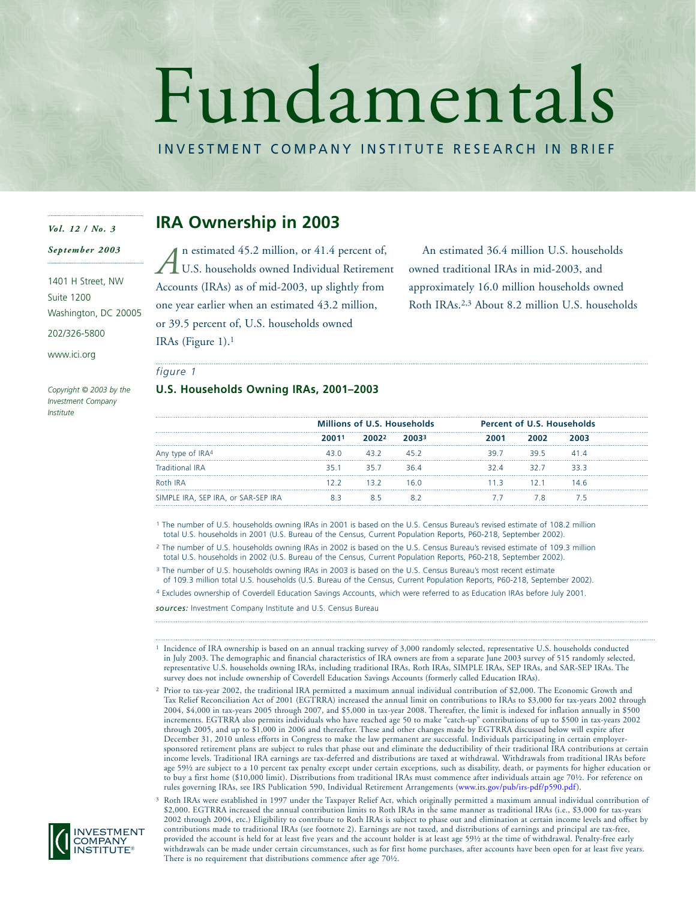# Fundamentals

INVESTMENT COMPANY INSTITUTE RESEARCH IN BRIEF

*Vol. 12 / No. 3*

*September 2003*

1401 H Street, NW
Suite 1200
Washington, DC 20005
202/326-5800
www.ici.org

*Copyright © 2003 by the Investment Company Institute*

## IRA Ownership in 2003

An estimated 45.2 million, or 41.4 percent of, U.S. households owned Individual Retirement Accounts (IRAs) as of mid-2003, up slightly from one year earlier when an estimated 43.2 million, or 39.5 percent of, U.S. households owned IRAs (Figure 1).[1]

An estimated 36.4 million U.S. households owned traditional IRAs in mid-2003, and approximately 16.0 million households owned Roth IRAs.[2,3] About 8.2 million U.S. households

*figure 1*

**U.S. Households Owning IRAs, 2001–2003**

| | Millions of U.S. Households | | | Percent of U.S. Households | | |
|---|---|---|---|---|---|---|
| | 2001[1] | 2002[2] | 2003[3] | 2001 | 2002 | 2003 |
| Any type of IRA[4] | 43.0 | 43.2 | 45.2 | 39.7 | 39.5 | 41.4 |
| Traditional IRA | 35.1 | 35.7 | 36.4 | 32.4 | 32.7 | 33.3 |
| Roth IRA | 12.2 | 13.2 | 16.0 | 11.3 | 12.1 | 14.6 |
| SIMPLE IRA, SEP IRA, or SAR-SEP IRA | 8.3 | 8.5 | 8.2 | 7.7 | 7.8 | 7.5 |

[1] The number of U.S. households owning IRAs in 2001 is based on the U.S. Census Bureau's revised estimate of 108.2 million total U.S. households in 2001 (U.S. Bureau of the Census, Current Population Reports, P60-218, September 2002).

[2] The number of U.S. households owning IRAs in 2002 is based on the U.S. Census Bureau's revised estimate of 109.3 million total U.S. households in 2002 (U.S. Bureau of the Census, Current Population Reports, P60-218, September 2002).

[3] The number of U.S. households owning IRAs in 2003 is based on the U.S. Census Bureau's most recent estimate of 109.3 million total U.S. households (U.S. Bureau of the Census, Current Population Reports, P60-218, September 2002).

[4] Excludes ownership of Coverdell Education Savings Accounts, which were referred to as Education IRAs before July 2001.

*sources:* Investment Company Institute and U.S. Census Bureau

---

[1] Incidence of IRA ownership is based on an annual tracking survey of 3,000 randomly selected, representative U.S. households conducted in July 2003. The demographic and financial characteristics of IRA owners are from a separate June 2003 survey of 515 randomly selected, representative U.S. households owning IRAs, including traditional IRAs, Roth IRAs, SIMPLE IRAs, SEP IRAs, and SAR-SEP IRAs. The survey does not include ownership of Coverdell Education Savings Accounts (formerly called Education IRAs).

[2] Prior to tax-year 2002, the traditional IRA permitted a maximum annual individual contribution of $2,000. The Economic Growth and Tax Relief Reconciliation Act of 2001 (EGTRRA) increased the annual limit on contributions to IRAs to $3,000 for tax-years 2002 through 2004, $4,000 in tax-years 2005 through 2007, and $5,000 in tax-year 2008. Thereafter, the limit is indexed for inflation annually in $500 increments. EGTRRA also permits individuals who have reached age 50 to make "catch-up" contributions of up to $500 in tax-years 2002 through 2005, and up to $1,000 in 2006 and thereafter. These and other changes made by EGTRRA discussed below will expire after December 31, 2010 unless efforts in Congress to make the law permanent are successful. Individuals participating in certain employer-sponsored retirement plans are subject to rules that phase out and eliminate the deductibility of their traditional IRA contributions at certain income levels. Traditional IRA earnings are tax-deferred and distributions are taxed at withdrawal. Withdrawals from traditional IRAs before age 59½ are subject to a 10 percent tax penalty except under certain exceptions, such as disability, death, or payments for higher education or to buy a first home ($10,000 limit). Distributions from traditional IRAs must commence after individuals attain age 70½. For reference on rules governing IRAs, see IRS Publication 590, Individual Retirement Arrangements (www.irs.gov/pub/irs-pdf/p590.pdf).

[3] Roth IRAs were established in 1997 under the Taxpayer Relief Act, which originally permitted a maximum annual individual contribution of $2,000. EGTRRA increased the annual contribution limits to Roth IRAs in the same manner as traditional IRAs (i.e., $3,000 for tax-years 2002 through 2004, etc.) Eligibility to contribute to Roth IRAs is subject to phase out and elimination at certain income levels and offset by contributions made to traditional IRAs (see footnote 2). Earnings are not taxed, and distributions of earnings and principal are tax-free, provided the account is held for at least five years and the account holder is at least age 59½ at the time of withdrawal. Penalty-free early withdrawals can be made under certain circumstances, such as for first home purchases, after accounts have been open for at least five years. There is no requirement that distributions commence after age 70½.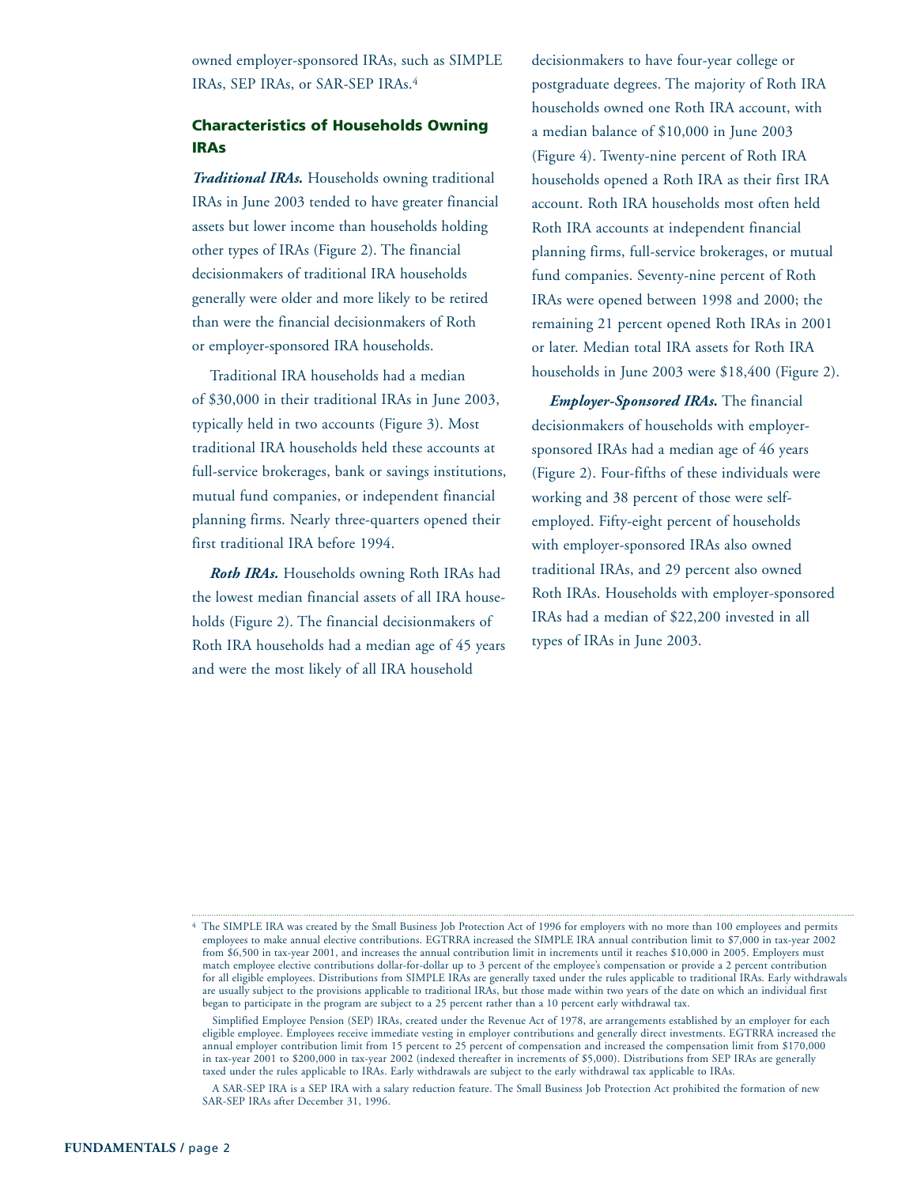owned employer-sponsored IRAs, such as SIMPLE IRAs, SEP IRAs, or SAR-SEP IRAs.[4]

## Characteristics of Households Owning IRAs

***Traditional IRAs.*** Households owning traditional IRAs in June 2003 tended to have greater financial assets but lower income than households holding other types of IRAs (Figure 2). The financial decisionmakers of traditional IRA households generally were older and more likely to be retired than were the financial decisionmakers of Roth or employer-sponsored IRA households.

Traditional IRA households had a median of $30,000 in their traditional IRAs in June 2003, typically held in two accounts (Figure 3). Most traditional IRA households held these accounts at full-service brokerages, bank or savings institutions, mutual fund companies, or independent financial planning firms. Nearly three-quarters opened their first traditional IRA before 1994.

***Roth IRAs.*** Households owning Roth IRAs had the lowest median financial assets of all IRA households (Figure 2). The financial decisionmakers of Roth IRA households had a median age of 45 years and were the most likely of all IRA household decisionmakers to have four-year college or postgraduate degrees. The majority of Roth IRA households owned one Roth IRA account, with a median balance of $10,000 in June 2003 (Figure 4). Twenty-nine percent of Roth IRA households opened a Roth IRA as their first IRA account. Roth IRA households most often held Roth IRA accounts at independent financial planning firms, full-service brokerages, or mutual fund companies. Seventy-nine percent of Roth IRAs were opened between 1998 and 2000; the remaining 21 percent opened Roth IRAs in 2001 or later. Median total IRA assets for Roth IRA households in June 2003 were $18,400 (Figure 2).

***Employer-Sponsored IRAs.*** The financial decisionmakers of households with employer-sponsored IRAs had a median age of 46 years (Figure 2). Four-fifths of these individuals were working and 38 percent of those were self-employed. Fifty-eight percent of households with employer-sponsored IRAs also owned traditional IRAs, and 29 percent also owned Roth IRAs. Households with employer-sponsored IRAs had a median of $22,200 invested in all types of IRAs in June 2003.

---

[4] The SIMPLE IRA was created by the Small Business Job Protection Act of 1996 for employers with no more than 100 employees and permits employees to make annual elective contributions. EGTRRA increased the SIMPLE IRA annual contribution limit to $7,000 in tax-year 2002 from $6,500 in tax-year 2001, and increases the annual contribution limit in increments until it reaches $10,000 in 2005. Employers must match employee elective contributions dollar-for-dollar up to 3 percent of the employee's compensation or provide a 2 percent contribution for all eligible employees. Distributions from SIMPLE IRAs are generally taxed under the rules applicable to traditional IRAs. Early withdrawals are usually subject to the provisions applicable to traditional IRAs, but those made within two years of the date on which an individual first began to participate in the program are subject to a 25 percent rather than a 10 percent early withdrawal tax.

Simplified Employee Pension (SEP) IRAs, created under the Revenue Act of 1978, are arrangements established by an employer for each eligible employee. Employees receive immediate vesting in employer contributions and generally direct investments. EGTRRA increased the annual employer contribution limit from 15 percent to 25 percent of compensation and increased the compensation limit from $170,000 in tax-year 2001 to $200,000 in tax-year 2002 (indexed thereafter in increments of $5,000). Distributions from SEP IRAs are generally taxed under the rules applicable to IRAs. Early withdrawals are subject to the early withdrawal tax applicable to IRAs.

A SAR-SEP IRA is a SEP IRA with a salary reduction feature. The Small Business Job Protection Act prohibited the formation of new SAR-SEP IRAs after December 31, 1996.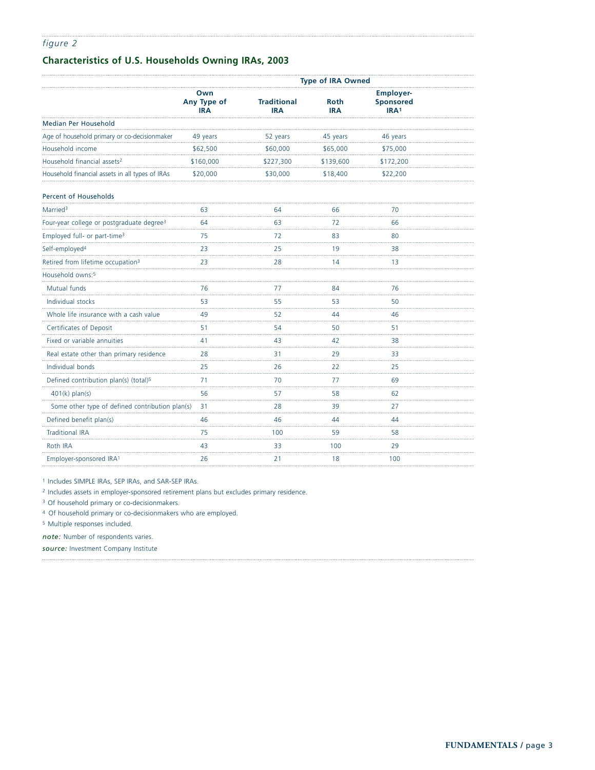*figure 2*

## Characteristics of U.S. Households Owning IRAs, 2003

| | Own Any Type of IRA | Type of IRA Owned: Traditional IRA | Roth IRA | Employer-Sponsored IRA[1] |
|---|---|---|---|---|
| **Median Per Household** | | | | |
| Age of household primary or co-decisionmaker | 49 years | 52 years | 45 years | 46 years |
| Household income | $62,500 | $60,000 | $65,000 | $75,000 |
| Household financial assets[2] | $160,000 | $227,300 | $139,600 | $172,200 |
| Household financial assets in all types of IRAs | $20,000 | $30,000 | $18,400 | $22,200 |
| **Percent of Households** | | | | |
| Married[3] | 63 | 64 | 66 | 70 |
| Four-year college or postgraduate degree[3] | 64 | 63 | 72 | 66 |
| Employed full- or part-time[3] | 75 | 72 | 83 | 80 |
| Self-employed[4] | 23 | 25 | 19 | 38 |
| Retired from lifetime occupation[3] | 23 | 28 | 14 | 13 |
| Household owns:[5] | | | | |
| Mutual funds | 76 | 77 | 84 | 76 |
| Individual stocks | 53 | 55 | 53 | 50 |
| Whole life insurance with a cash value | 49 | 52 | 44 | 46 |
| Certificates of Deposit | 51 | 54 | 50 | 51 |
| Fixed or variable annuities | 41 | 43 | 42 | 38 |
| Real estate other than primary residence | 28 | 31 | 29 | 33 |
| Individual bonds | 25 | 26 | 22 | 25 |
| Defined contribution plan(s) (total)[5] | 71 | 70 | 77 | 69 |
| 401(k) plan(s) | 56 | 57 | 58 | 62 |
| Some other type of defined contribution plan(s) | 31 | 28 | 39 | 27 |
| Defined benefit plan(s) | 46 | 46 | 44 | 44 |
| Traditional IRA | 75 | 100 | 59 | 58 |
| Roth IRA | 43 | 33 | 100 | 29 |
| Employer-sponsored IRA[1] | 26 | 21 | 18 | 100 |

[1] Includes SIMPLE IRAs, SEP IRAs, and SAR-SEP IRAs.

[2] Includes assets in employer-sponsored retirement plans but excludes primary residence.

[3] Of household primary or co-decisionmakers.

[4] Of household primary or co-decisionmakers who are employed.

[5] Multiple responses included.

***note:*** Number of respondents varies.

***source:*** Investment Company Institute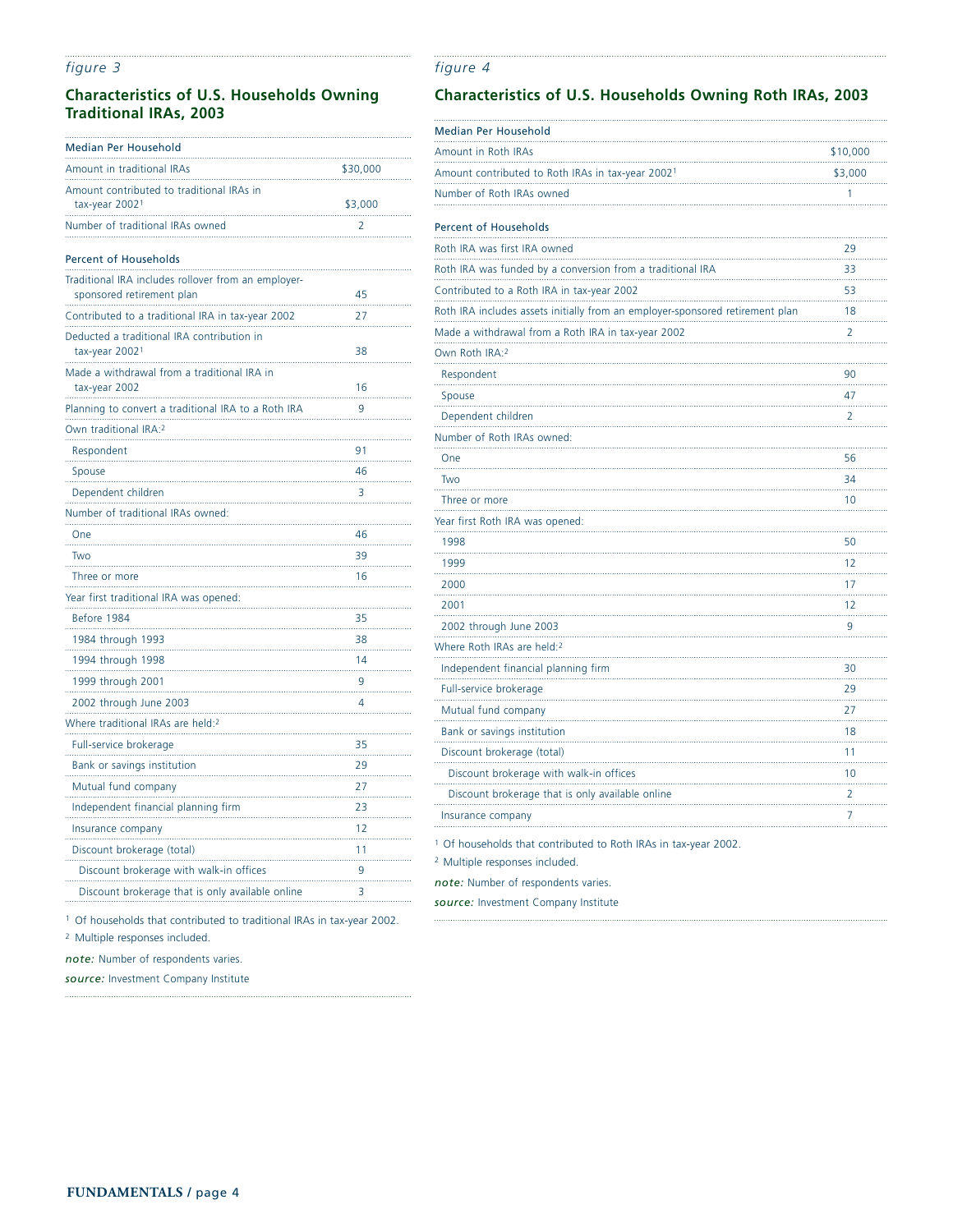*figure 3*

## Characteristics of U.S. Households Owning Traditional IRAs, 2003

| Median Per Household | |
|---|---|
| Amount in traditional IRAs | $30,000 |
| Amount contributed to traditional IRAs in tax-year 2002[1] | $3,000 |
| Number of traditional IRAs owned | 2 |
| **Percent of Households** | |
| Traditional IRA includes rollover from an employer-sponsored retirement plan | 45 |
| Contributed to a traditional IRA in tax-year 2002 | 27 |
| Deducted a traditional IRA contribution in tax-year 2002[1] | 38 |
| Made a withdrawal from a traditional IRA in tax-year 2002 | 16 |
| Planning to convert a traditional IRA to a Roth IRA | 9 |
| Own traditional IRA:[2] | |
| Respondent | 91 |
| Spouse | 46 |
| Dependent children | 3 |
| Number of traditional IRAs owned: | |
| One | 46 |
| Two | 39 |
| Three or more | 16 |
| Year first traditional IRA was opened: | |
| Before 1984 | 35 |
| 1984 through 1993 | 38 |
| 1994 through 1998 | 14 |
| 1999 through 2001 | 9 |
| 2002 through June 2003 | 4 |
| Where traditional IRAs are held:[2] | |
| Full-service brokerage | 35 |
| Bank or savings institution | 29 |
| Mutual fund company | 27 |
| Independent financial planning firm | 23 |
| Insurance company | 12 |
| Discount brokerage (total) | 11 |
| Discount brokerage with walk-in offices | 9 |
| Discount brokerage that is only available online | 3 |

[1] Of households that contributed to traditional IRAs in tax-year 2002.

[2] Multiple responses included.

***note:*** Number of respondents varies.

***source:*** Investment Company Institute

*figure 4*

## Characteristics of U.S. Households Owning Roth IRAs, 2003

| Median Per Household | |
|---|---|
| Amount in Roth IRAs | $10,000 |
| Amount contributed to Roth IRAs in tax-year 2002[1] | $3,000 |
| Number of Roth IRAs owned | 1 |
| **Percent of Households** | |
| Roth IRA was first IRA owned | 29 |
| Roth IRA was funded by a conversion from a traditional IRA | 33 |
| Contributed to a Roth IRA in tax-year 2002 | 53 |
| Roth IRA includes assets initially from an employer-sponsored retirement plan | 18 |
| Made a withdrawal from a Roth IRA in tax-year 2002 | 2 |
| Own Roth IRA:[2] | |
| Respondent | 90 |
| Spouse | 47 |
| Dependent children | 2 |
| Number of Roth IRAs owned: | |
| One | 56 |
| Two | 34 |
| Three or more | 10 |
| Year first Roth IRA was opened: | |
| 1998 | 50 |
| 1999 | 12 |
| 2000 | 17 |
| 2001 | 12 |
| 2002 through June 2003 | 9 |
| Where Roth IRAs are held:[2] | |
| Independent financial planning firm | 30 |
| Full-service brokerage | 29 |
| Mutual fund company | 27 |
| Bank or savings institution | 18 |
| Discount brokerage (total) | 11 |
| Discount brokerage with walk-in offices | 10 |
| Discount brokerage that is only available online | 2 |
| Insurance company | 7 |

[1] Of households that contributed to Roth IRAs in tax-year 2002.

[2] Multiple responses included.

***note:*** Number of respondents varies.

***source:*** Investment Company Institute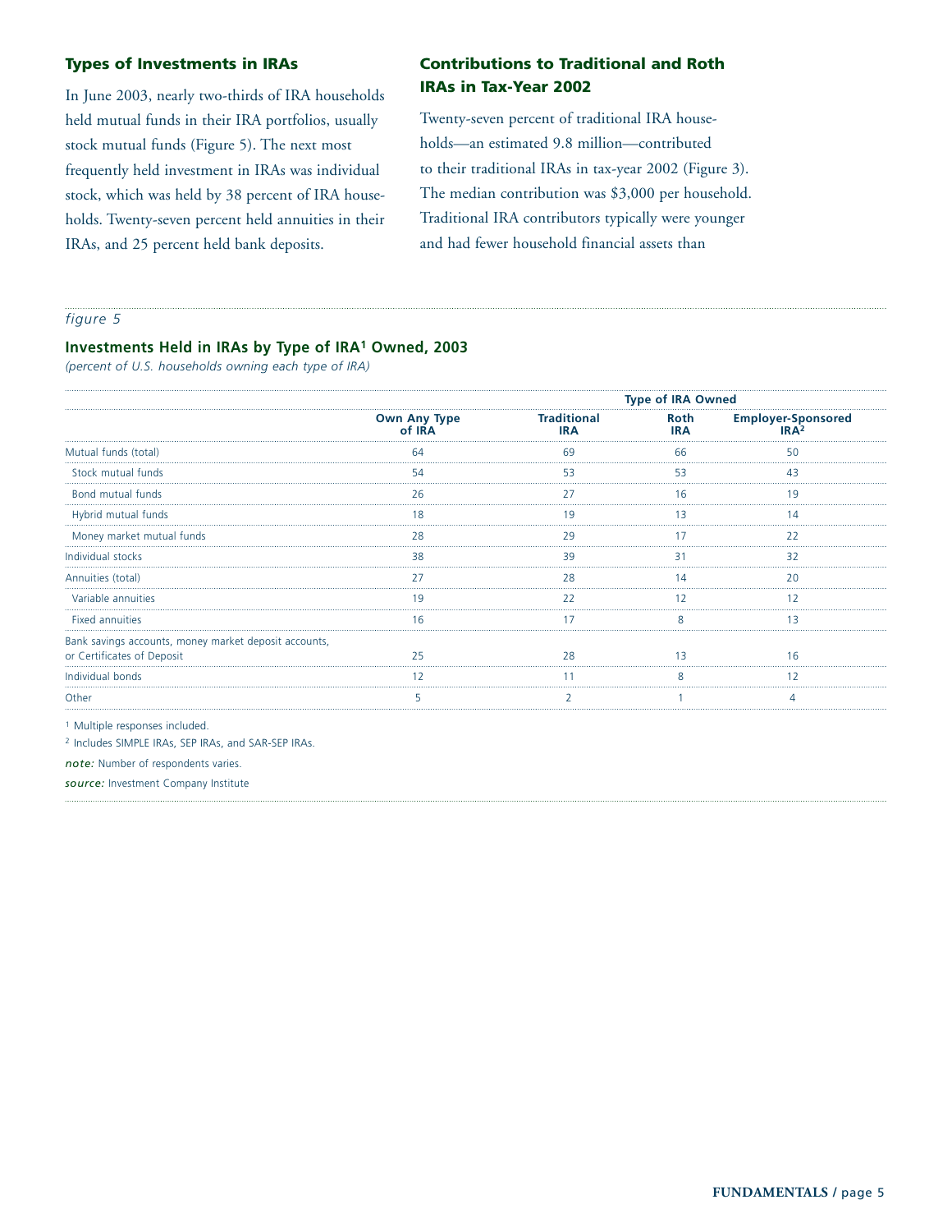### Types of Investments in IRAs

In June 2003, nearly two-thirds of IRA households held mutual funds in their IRA portfolios, usually stock mutual funds (Figure 5). The next most frequently held investment in IRAs was individual stock, which was held by 38 percent of IRA households. Twenty-seven percent held annuities in their IRAs, and 25 percent held bank deposits.

### Contributions to Traditional and Roth IRAs in Tax-Year 2002

Twenty-seven percent of traditional IRA households—an estimated 9.8 million—contributed to their traditional IRAs in tax-year 2002 (Figure 3). The median contribution was $3,000 per household. Traditional IRA contributors typically were younger and had fewer household financial assets than

*figure 5*

**Investments Held in IRAs by Type of IRA[1] Owned, 2003**

*(percent of U.S. households owning each type of IRA)*

| | | Type of IRA Owned | | |
|---|---|---|---|---|
| | Own Any Type of IRA | Traditional IRA | Roth IRA | Employer-Sponsored IRA[2] |
| Mutual funds (total) | 64 | 69 | 66 | 50 |
| Stock mutual funds | 54 | 53 | 53 | 43 |
| Bond mutual funds | 26 | 27 | 16 | 19 |
| Hybrid mutual funds | 18 | 19 | 13 | 14 |
| Money market mutual funds | 28 | 29 | 17 | 22 |
| Individual stocks | 38 | 39 | 31 | 32 |
| Annuities (total) | 27 | 28 | 14 | 20 |
| Variable annuities | 19 | 22 | 12 | 12 |
| Fixed annuities | 16 | 17 | 8 | 13 |
| Bank savings accounts, money market deposit accounts, or Certificates of Deposit | 25 | 28 | 13 | 16 |
| Individual bonds | 12 | 11 | 8 | 12 |
| Other | 5 | 2 | 1 | 4 |

[1] Multiple responses included.

[2] Includes SIMPLE IRAs, SEP IRAs, and SAR-SEP IRAs.

*note:* Number of respondents varies.

*source:* Investment Company Institute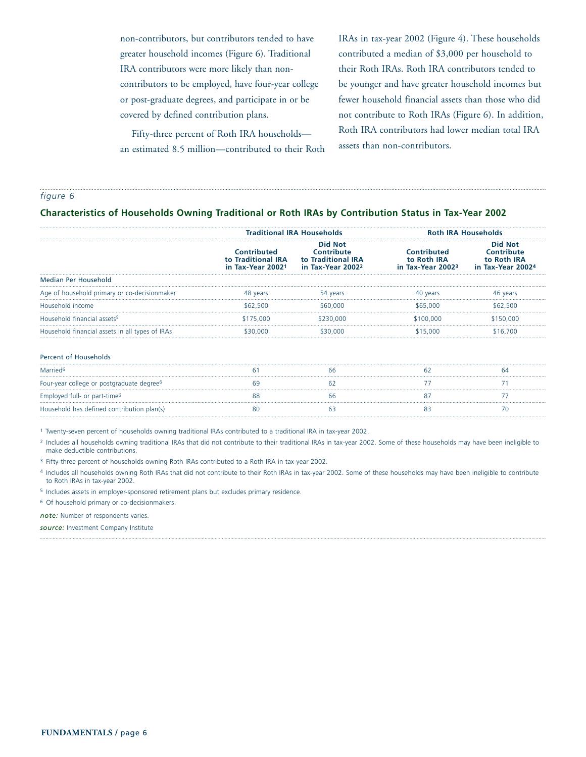non-contributors, but contributors tended to have greater household incomes (Figure 6). Traditional IRA contributors were more likely than non-contributors to be employed, have four-year college or post-graduate degrees, and participate in or be covered by defined contribution plans.

Fifty-three percent of Roth IRA households—an estimated 8.5 million—contributed to their Roth IRAs in tax-year 2002 (Figure 4). These households contributed a median of $3,000 per household to their Roth IRAs. Roth IRA contributors tended to be younger and have greater household incomes but fewer household financial assets than those who did not contribute to Roth IRAs (Figure 6). In addition, Roth IRA contributors had lower median total IRA assets than non-contributors.

*figure 6*

## Characteristics of Households Owning Traditional or Roth IRAs by Contribution Status in Tax-Year 2002

| | Traditional IRA Households | | Roth IRA Households | |
|---|---|---|---|---|
| | Contributed to Traditional IRA in Tax-Year 2002[1] | Did Not Contribute to Traditional IRA in Tax-Year 2002[2] | Contributed to Roth IRA in Tax-Year 2002[3] | Did Not Contribute to Roth IRA in Tax-Year 2002[4] |
| **Median Per Household** | | | | |
| Age of household primary or co-decisionmaker | 48 years | 54 years | 40 years | 46 years |
| Household income | $62,500 | $60,000 | $65,000 | $62,500 |
| Household financial assets[5] | $175,000 | $230,000 | $100,000 | $150,000 |
| Household financial assets in all types of IRAs | $30,000 | $30,000 | $15,000 | $16,700 |
| **Percent of Households** | | | | |
| Married[6] | 61 | 66 | 62 | 64 |
| Four-year college or postgraduate degree[6] | 69 | 62 | 77 | 71 |
| Employed full- or part-time[6] | 88 | 66 | 87 | 77 |
| Household has defined contribution plan(s) | 80 | 63 | 83 | 70 |

[1] Twenty-seven percent of households owning traditional IRAs contributed to a traditional IRA in tax-year 2002.

[2] Includes all households owning traditional IRAs that did not contribute to their traditional IRAs in tax-year 2002. Some of these households may have been ineligible to make deductible contributions.

[3] Fifty-three percent of households owning Roth IRAs contributed to a Roth IRA in tax-year 2002.

[4] Includes all households owning Roth IRAs that did not contribute to their Roth IRAs in tax-year 2002. Some of these households may have been ineligible to contribute to Roth IRAs in tax-year 2002.

[5] Includes assets in employer-sponsored retirement plans but excludes primary residence.

[6] Of household primary or co-decisionmakers.

***note:*** Number of respondents varies.

***source:*** Investment Company Institute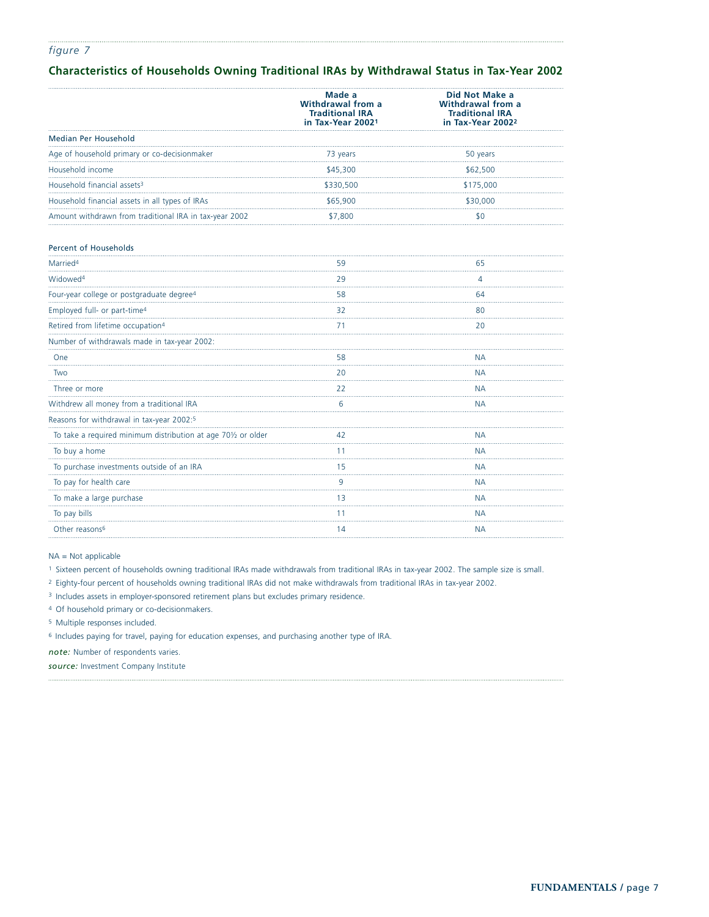*figure 7*

## Characteristics of Households Owning Traditional IRAs by Withdrawal Status in Tax-Year 2002

| | Made a Withdrawal from a Traditional IRA in Tax-Year 2002[1] | Did Not Make a Withdrawal from a Traditional IRA in Tax-Year 2002[2] |
|---|---|---|
| **Median Per Household** | | |
| Age of household primary or co-decisionmaker | 73 years | 50 years |
| Household income | $45,300 | $62,500 |
| Household financial assets[3] | $330,500 | $175,000 |
| Household financial assets in all types of IRAs | $65,900 | $30,000 |
| Amount withdrawn from traditional IRA in tax-year 2002 | $7,800 | $0 |
| **Percent of Households** | | |
| Married[4] | 59 | 65 |
| Widowed[4] | 29 | 4 |
| Four-year college or postgraduate degree[4] | 58 | 64 |
| Employed full- or part-time[4] | 32 | 80 |
| Retired from lifetime occupation[4] | 71 | 20 |
| Number of withdrawals made in tax-year 2002: | | |
| One | 58 | NA |
| Two | 20 | NA |
| Three or more | 22 | NA |
| Withdrew all money from a traditional IRA | 6 | NA |
| Reasons for withdrawal in tax-year 2002:[5] | | |
| To take a required minimum distribution at age 70½ or older | 42 | NA |
| To buy a home | 11 | NA |
| To purchase investments outside of an IRA | 15 | NA |
| To pay for health care | 9 | NA |
| To make a large purchase | 13 | NA |
| To pay bills | 11 | NA |
| Other reasons[6] | 14 | NA |

NA = Not applicable

[1] Sixteen percent of households owning traditional IRAs made withdrawals from traditional IRAs in tax-year 2002. The sample size is small.

[2] Eighty-four percent of households owning traditional IRAs did not make withdrawals from traditional IRAs in tax-year 2002.

[3] Includes assets in employer-sponsored retirement plans but excludes primary residence.

[4] Of household primary or co-decisionmakers.

[5] Multiple responses included.

[6] Includes paying for travel, paying for education expenses, and purchasing another type of IRA.

*note:* Number of respondents varies.

*source:* Investment Company Institute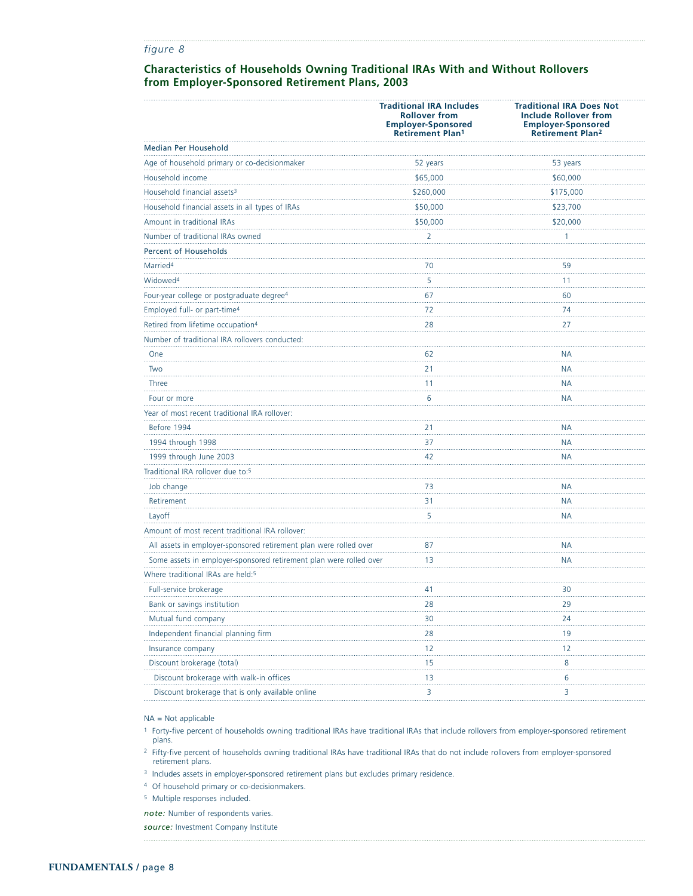*figure 8*

## Characteristics of Households Owning Traditional IRAs With and Without Rollovers from Employer-Sponsored Retirement Plans, 2003

| | Traditional IRA Includes Rollover from Employer-Sponsored Retirement Plan[1] | Traditional IRA Does Not Include Rollover from Employer-Sponsored Retirement Plan[2] |
|---|---|---|
| **Median Per Household** | | |
| Age of household primary or co-decisionmaker | 52 years | 53 years |
| Household income | $65,000 | $60,000 |
| Household financial assets[3] | $260,000 | $175,000 |
| Household financial assets in all types of IRAs | $50,000 | $23,700 |
| Amount in traditional IRAs | $50,000 | $20,000 |
| Number of traditional IRAs owned | 2 | 1 |
| **Percent of Households** | | |
| Married[4] | 70 | 59 |
| Widowed[4] | 5 | 11 |
| Four-year college or postgraduate degree[4] | 67 | 60 |
| Employed full- or part-time[4] | 72 | 74 |
| Retired from lifetime occupation[4] | 28 | 27 |
| Number of traditional IRA rollovers conducted: | | |
| One | 62 | NA |
| Two | 21 | NA |
| Three | 11 | NA |
| Four or more | 6 | NA |
| Year of most recent traditional IRA rollover: | | |
| Before 1994 | 21 | NA |
| 1994 through 1998 | 37 | NA |
| 1999 through June 2003 | 42 | NA |
| Traditional IRA rollover due to:[5] | | |
| Job change | 73 | NA |
| Retirement | 31 | NA |
| Layoff | 5 | NA |
| Amount of most recent traditional IRA rollover: | | |
| All assets in employer-sponsored retirement plan were rolled over | 87 | NA |
| Some assets in employer-sponsored retirement plan were rolled over | 13 | NA |
| Where traditional IRAs are held:[5] | | |
| Full-service brokerage | 41 | 30 |
| Bank or savings institution | 28 | 29 |
| Mutual fund company | 30 | 24 |
| Independent financial planning firm | 28 | 19 |
| Insurance company | 12 | 12 |
| Discount brokerage (total) | 15 | 8 |
| Discount brokerage with walk-in offices | 13 | 6 |
| Discount brokerage that is only available online | 3 | 3 |

NA = Not applicable

[1] Forty-five percent of households owning traditional IRAs have traditional IRAs that include rollovers from employer-sponsored retirement plans.

[2] Fifty-five percent of households owning traditional IRAs have traditional IRAs that do not include rollovers from employer-sponsored retirement plans.

[3] Includes assets in employer-sponsored retirement plans but excludes primary residence.

[4] Of household primary or co-decisionmakers.

[5] Multiple responses included.

*note:* Number of respondents varies.

*source:* Investment Company Institute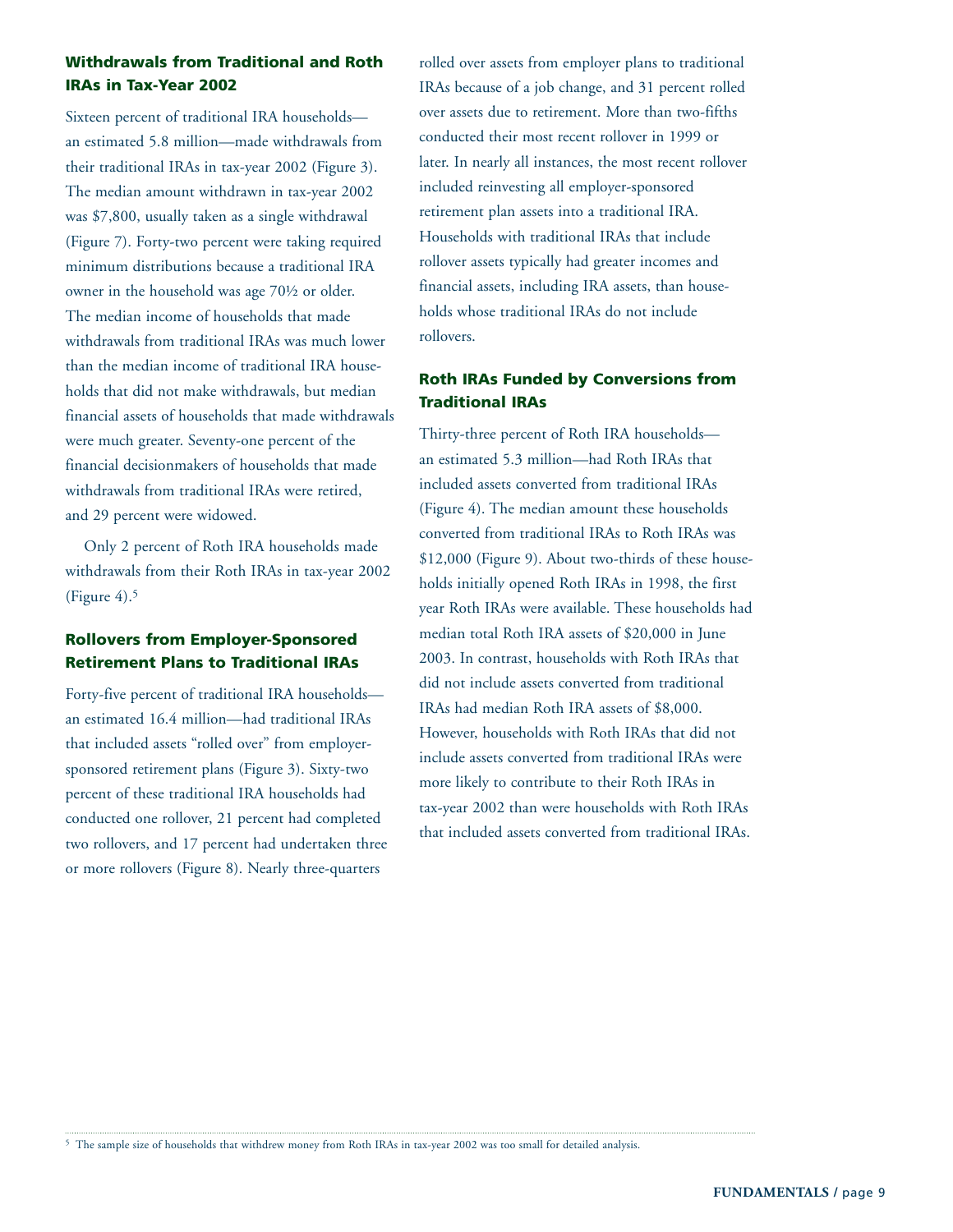### Withdrawals from Traditional and Roth IRAs in Tax-Year 2002

Sixteen percent of traditional IRA households—an estimated 5.8 million—made withdrawals from their traditional IRAs in tax-year 2002 (Figure 3). The median amount withdrawn in tax-year 2002 was $7,800, usually taken as a single withdrawal (Figure 7). Forty-two percent were taking required minimum distributions because a traditional IRA owner in the household was age 70½ or older. The median income of households that made withdrawals from traditional IRAs was much lower than the median income of traditional IRA households that did not make withdrawals, but median financial assets of households that made withdrawals were much greater. Seventy-one percent of the financial decisionmakers of households that made withdrawals from traditional IRAs were retired, and 29 percent were widowed.

Only 2 percent of Roth IRA households made withdrawals from their Roth IRAs in tax-year 2002 (Figure 4).[5]

### Rollovers from Employer-Sponsored Retirement Plans to Traditional IRAs

Forty-five percent of traditional IRA households—an estimated 16.4 million—had traditional IRAs that included assets "rolled over" from employer-sponsored retirement plans (Figure 3). Sixty-two percent of these traditional IRA households had conducted one rollover, 21 percent had completed two rollovers, and 17 percent had undertaken three or more rollovers (Figure 8). Nearly three-quarters rolled over assets from employer plans to traditional IRAs because of a job change, and 31 percent rolled over assets due to retirement. More than two-fifths conducted their most recent rollover in 1999 or later. In nearly all instances, the most recent rollover included reinvesting all employer-sponsored retirement plan assets into a traditional IRA. Households with traditional IRAs that include rollover assets typically had greater incomes and financial assets, including IRA assets, than households whose traditional IRAs do not include rollovers.

### Roth IRAs Funded by Conversions from Traditional IRAs

Thirty-three percent of Roth IRA households—an estimated 5.3 million—had Roth IRAs that included assets converted from traditional IRAs (Figure 4). The median amount these households converted from traditional IRAs to Roth IRAs was $12,000 (Figure 9). About two-thirds of these households initially opened Roth IRAs in 1998, the first year Roth IRAs were available. These households had median total Roth IRA assets of $20,000 in June 2003. In contrast, households with Roth IRAs that did not include assets converted from traditional IRAs had median Roth IRA assets of $8,000. However, households with Roth IRAs that did not include assets converted from traditional IRAs were more likely to contribute to their Roth IRAs in tax-year 2002 than were households with Roth IRAs that included assets converted from traditional IRAs.

[5] The sample size of households that withdrew money from Roth IRAs in tax-year 2002 was too small for detailed analysis.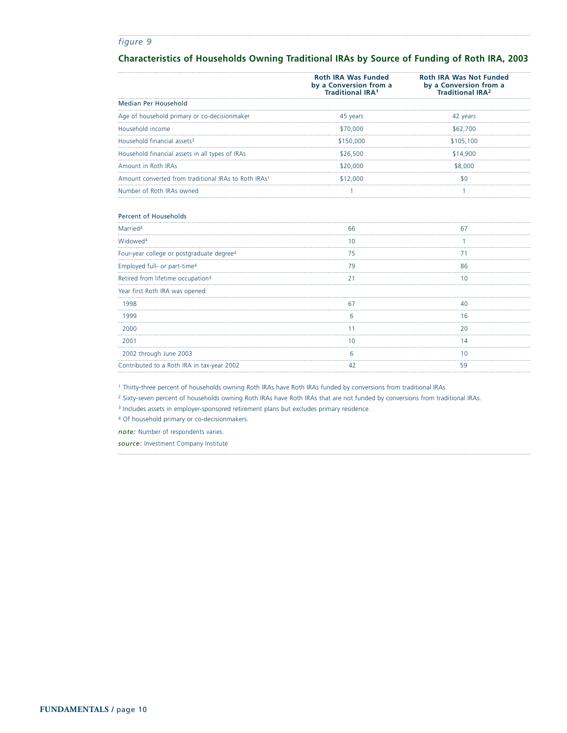*figure 9*

## Characteristics of Households Owning Traditional IRAs by Source of Funding of Roth IRA, 2003

| | Roth IRA Was Funded by a Conversion from a Traditional IRA[1] | Roth IRA Was Not Funded by a Conversion from a Traditional IRA[2] |
|---|---|---|
| **Median Per Household** | | |
| Age of household primary or co-decisionmaker | 45 years | 42 years |
| Household income | $70,000 | $62,700 |
| Household financial assets[3] | $150,000 | $105,100 |
| Household financial assets in all types of IRAs | $26,500 | $14,900 |
| Amount in Roth IRAs | $20,000 | $8,000 |
| Amount converted from traditional IRAs to Roth IRAs[1] | $12,000 | $0 |
| Number of Roth IRAs owned | 1 | 1 |
| **Percent of Households** | | |
| Married[4] | 66 | 67 |
| Widowed[4] | 10 | 1 |
| Four-year college or postgraduate degree[4] | 75 | 71 |
| Employed full- or part-time[4] | 79 | 86 |
| Retired from lifetime occupation[4] | 21 | 10 |
| Year first Roth IRA was opened: | | |
| 1998 | 67 | 40 |
| 1999 | 6 | 16 |
| 2000 | 11 | 20 |
| 2001 | 10 | 14 |
| 2002 through June 2003 | 6 | 10 |
| Contributed to a Roth IRA in tax-year 2002 | 42 | 59 |

[1] Thirty-three percent of households owning Roth IRAs have Roth IRAs funded by conversions from traditional IRAs.

[2] Sixty-seven percent of households owning Roth IRAs have Roth IRAs that are not funded by conversions from traditional IRAs.

[3] Includes assets in employer-sponsored retirement plans but excludes primary residence.

[4] Of household primary or co-decisionmakers.

***note:*** Number of respondents varies.

***source:*** Investment Company Institute